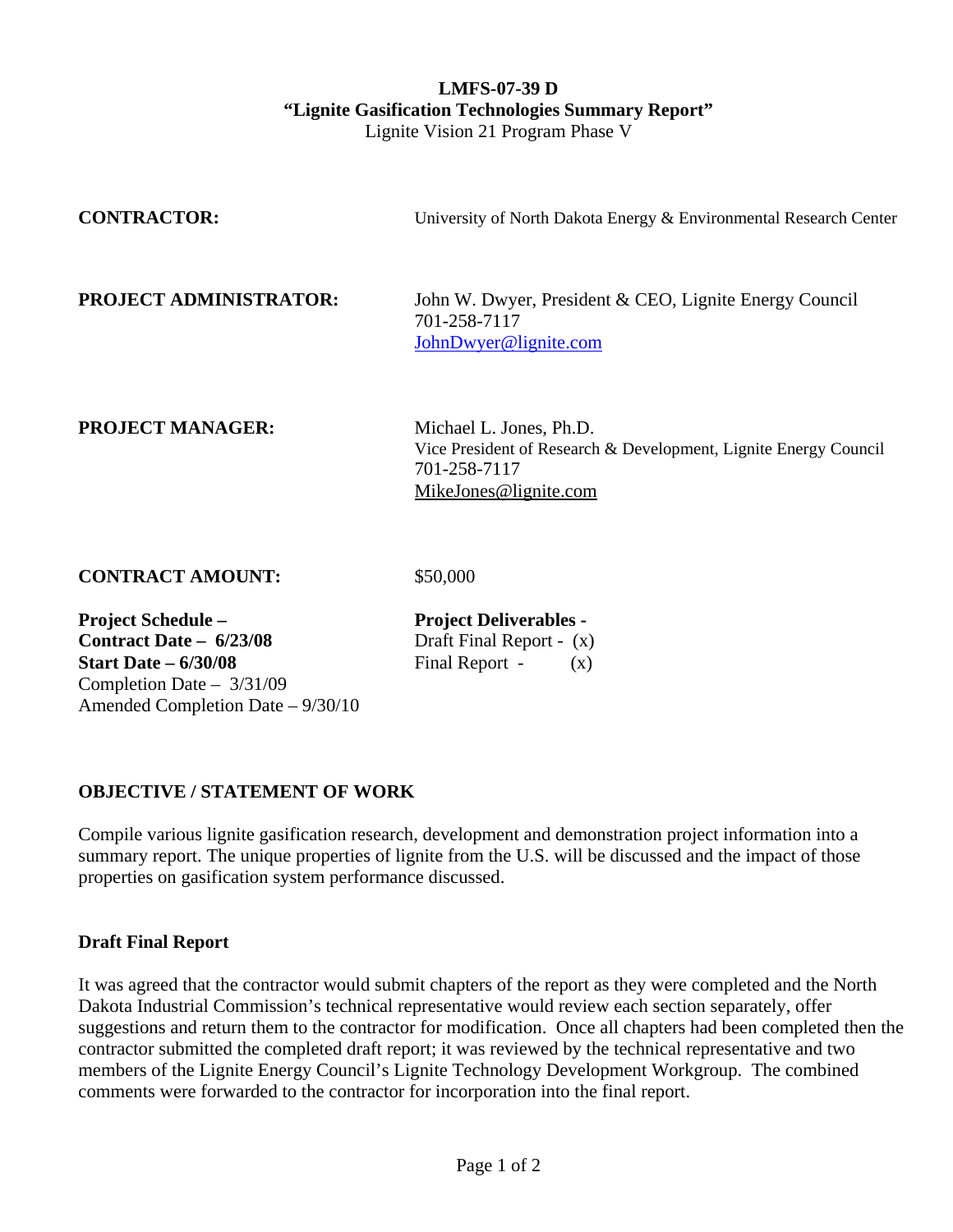**LMFS-07-39 D**
**"Lignite Gasification Technologies Summary Report"**
Lignite Vision 21 Program Phase V

**CONTRACTOR:** University of North Dakota Energy & Environmental Research Center

**PROJECT ADMINISTRATOR:** John W. Dwyer, President & CEO, Lignite Energy Council
701-258-7117
JohnDwyer@lignite.com

**PROJECT MANAGER:** Michael L. Jones, Ph.D.
Vice President of Research & Development, Lignite Energy Council
701-258-7117
MikeJones@lignite.com

**CONTRACT AMOUNT:** $50,000

**Project Schedule –**
**Contract Date – 6/23/08**
**Start Date – 6/30/08**
Completion Date – 3/31/09
Amended Completion Date – 9/30/10

**Project Deliverables -**
Draft Final Report - (x)
Final Report - (x)

## OBJECTIVE / STATEMENT OF WORK

Compile various lignite gasification research, development and demonstration project information into a summary report. The unique properties of lignite from the U.S. will be discussed and the impact of those properties on gasification system performance discussed.

### Draft Final Report

It was agreed that the contractor would submit chapters of the report as they were completed and the North Dakota Industrial Commission's technical representative would review each section separately, offer suggestions and return them to the contractor for modification. Once all chapters had been completed then the contractor submitted the completed draft report; it was reviewed by the technical representative and two members of the Lignite Energy Council's Lignite Technology Development Workgroup. The combined comments were forwarded to the contractor for incorporation into the final report.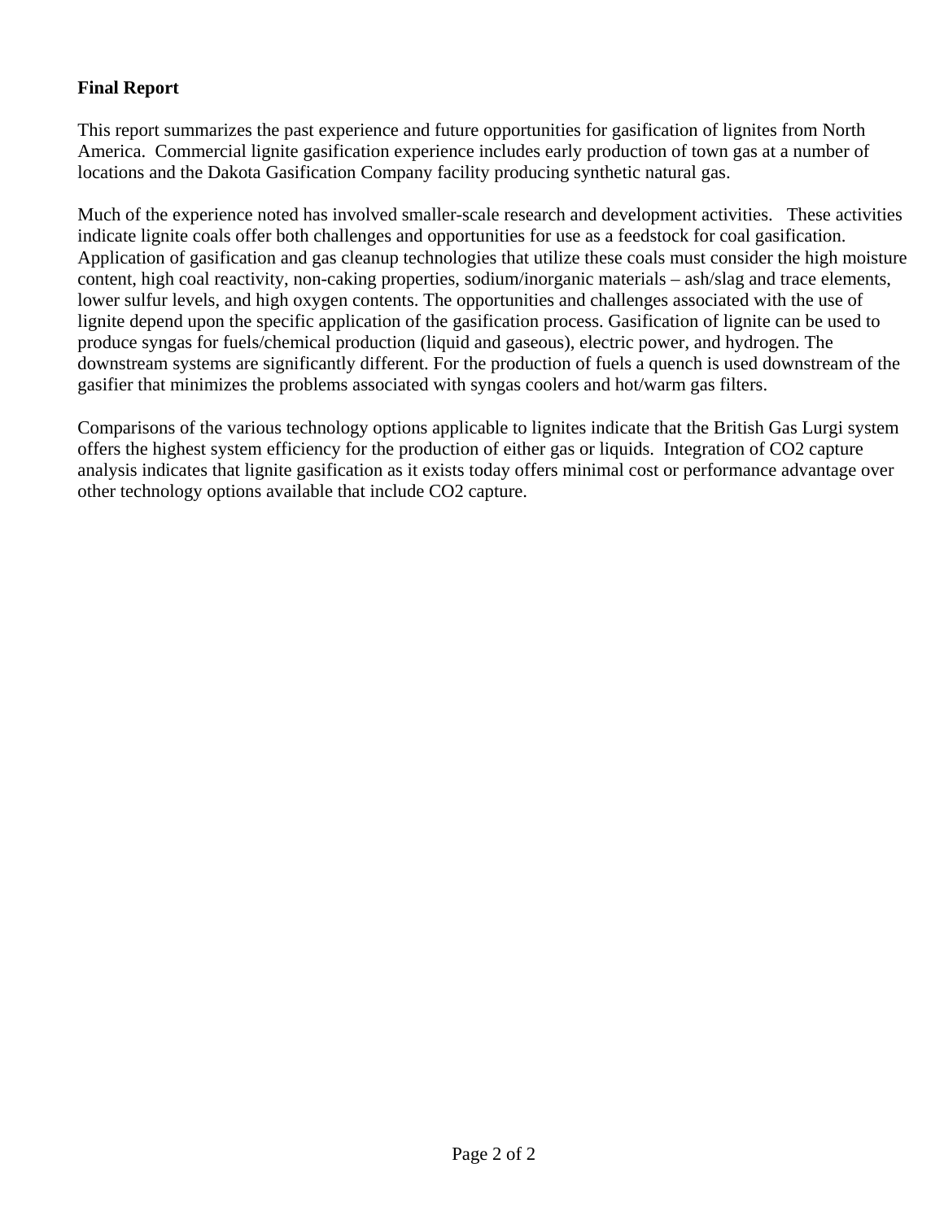**Final Report**

This report summarizes the past experience and future opportunities for gasification of lignites from North America. Commercial lignite gasification experience includes early production of town gas at a number of locations and the Dakota Gasification Company facility producing synthetic natural gas.

Much of the experience noted has involved smaller-scale research and development activities. These activities indicate lignite coals offer both challenges and opportunities for use as a feedstock for coal gasification. Application of gasification and gas cleanup technologies that utilize these coals must consider the high moisture content, high coal reactivity, non-caking properties, sodium/inorganic materials – ash/slag and trace elements, lower sulfur levels, and high oxygen contents. The opportunities and challenges associated with the use of lignite depend upon the specific application of the gasification process. Gasification of lignite can be used to produce syngas for fuels/chemical production (liquid and gaseous), electric power, and hydrogen. The downstream systems are significantly different. For the production of fuels a quench is used downstream of the gasifier that minimizes the problems associated with syngas coolers and hot/warm gas filters.

Comparisons of the various technology options applicable to lignites indicate that the British Gas Lurgi system offers the highest system efficiency for the production of either gas or liquids. Integration of $CO_2$ capture analysis indicates that lignite gasification as it exists today offers minimal cost or performance advantage over other technology options available that include $CO_2$ capture.